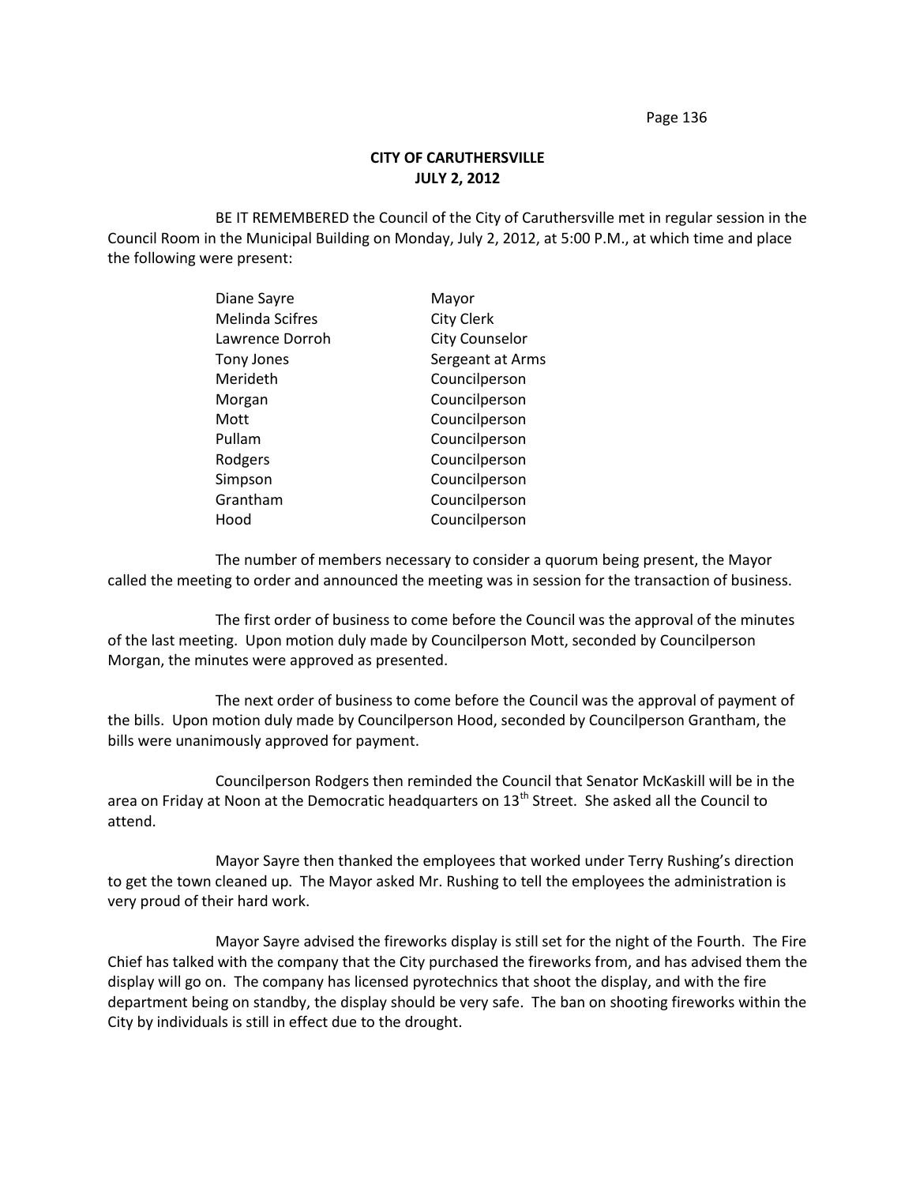**CITY OF CARUTHERSVILLE**
**JULY 2, 2012**

BE IT REMEMBERED the Council of the City of Caruthersville met in regular session in the Council Room in the Municipal Building on Monday, July 2, 2012, at 5:00 P.M., at which time and place the following were present:

| | |
|---|---|
| Diane Sayre | Mayor |
| Melinda Scifres | City Clerk |
| Lawrence Dorroh | City Counselor |
| Tony Jones | Sergeant at Arms |
| Merideth | Councilperson |
| Morgan | Councilperson |
| Mott | Councilperson |
| Pullam | Councilperson |
| Rodgers | Councilperson |
| Simpson | Councilperson |
| Grantham | Councilperson |
| Hood | Councilperson |

The number of members necessary to consider a quorum being present, the Mayor called the meeting to order and announced the meeting was in session for the transaction of business.

The first order of business to come before the Council was the approval of the minutes of the last meeting. Upon motion duly made by Councilperson Mott, seconded by Councilperson Morgan, the minutes were approved as presented.

The next order of business to come before the Council was the approval of payment of the bills. Upon motion duly made by Councilperson Hood, seconded by Councilperson Grantham, the bills were unanimously approved for payment.

Councilperson Rodgers then reminded the Council that Senator McKaskill will be in the area on Friday at Noon at the Democratic headquarters on 13th Street. She asked all the Council to attend.

Mayor Sayre then thanked the employees that worked under Terry Rushing's direction to get the town cleaned up. The Mayor asked Mr. Rushing to tell the employees the administration is very proud of their hard work.

Mayor Sayre advised the fireworks display is still set for the night of the Fourth. The Fire Chief has talked with the company that the City purchased the fireworks from, and has advised them the display will go on. The company has licensed pyrotechnics that shoot the display, and with the fire department being on standby, the display should be very safe. The ban on shooting fireworks within the City by individuals is still in effect due to the drought.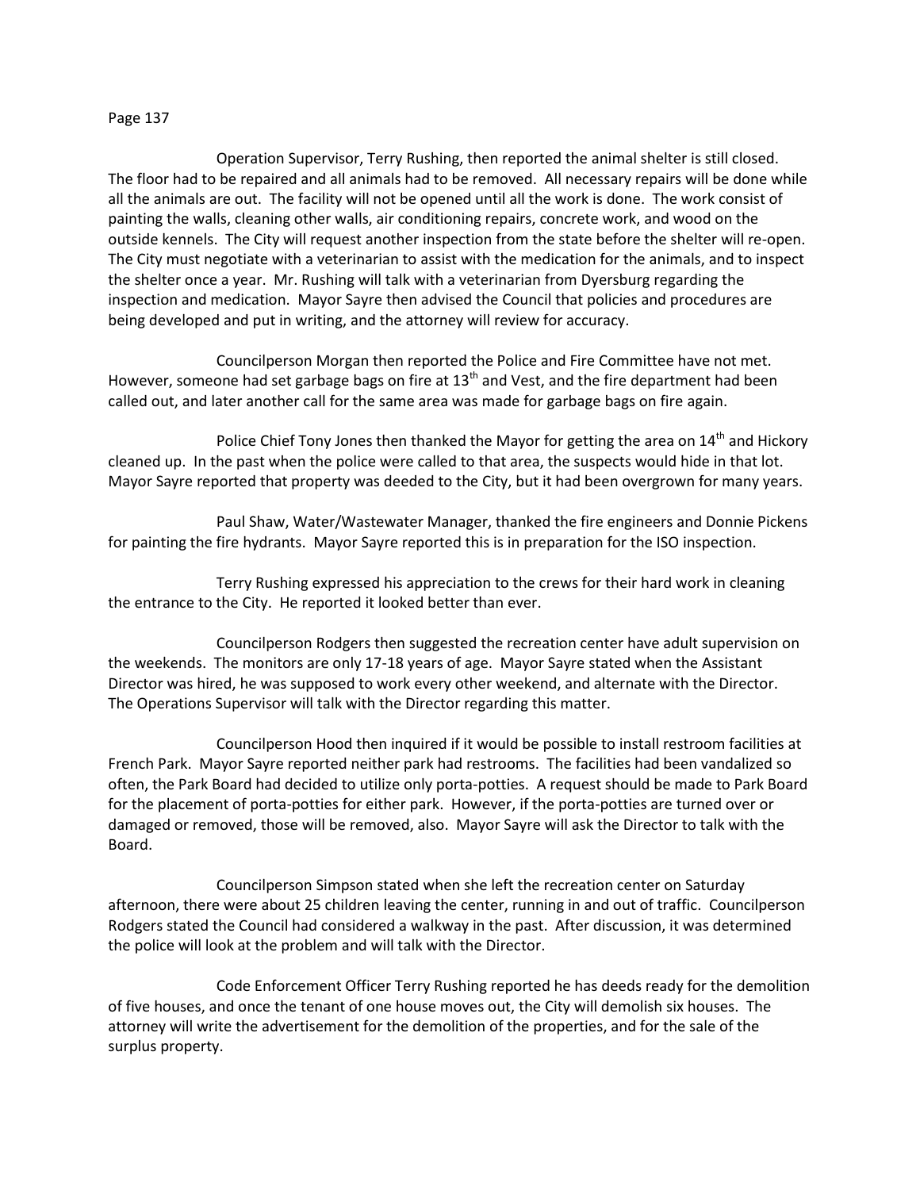Operation Supervisor, Terry Rushing, then reported the animal shelter is still closed. The floor had to be repaired and all animals had to be removed. All necessary repairs will be done while all the animals are out. The facility will not be opened until all the work is done. The work consist of painting the walls, cleaning other walls, air conditioning repairs, concrete work, and wood on the outside kennels. The City will request another inspection from the state before the shelter will re-open. The City must negotiate with a veterinarian to assist with the medication for the animals, and to inspect the shelter once a year. Mr. Rushing will talk with a veterinarian from Dyersburg regarding the inspection and medication. Mayor Sayre then advised the Council that policies and procedures are being developed and put in writing, and the attorney will review for accuracy.

Councilperson Morgan then reported the Police and Fire Committee have not met. However, someone had set garbage bags on fire at 13th and Vest, and the fire department had been called out, and later another call for the same area was made for garbage bags on fire again.

Police Chief Tony Jones then thanked the Mayor for getting the area on 14th and Hickory cleaned up. In the past when the police were called to that area, the suspects would hide in that lot. Mayor Sayre reported that property was deeded to the City, but it had been overgrown for many years.

Paul Shaw, Water/Wastewater Manager, thanked the fire engineers and Donnie Pickens for painting the fire hydrants. Mayor Sayre reported this is in preparation for the ISO inspection.

Terry Rushing expressed his appreciation to the crews for their hard work in cleaning the entrance to the City. He reported it looked better than ever.

Councilperson Rodgers then suggested the recreation center have adult supervision on the weekends. The monitors are only 17-18 years of age. Mayor Sayre stated when the Assistant Director was hired, he was supposed to work every other weekend, and alternate with the Director. The Operations Supervisor will talk with the Director regarding this matter.

Councilperson Hood then inquired if it would be possible to install restroom facilities at French Park. Mayor Sayre reported neither park had restrooms. The facilities had been vandalized so often, the Park Board had decided to utilize only porta-potties. A request should be made to Park Board for the placement of porta-potties for either park. However, if the porta-potties are turned over or damaged or removed, those will be removed, also. Mayor Sayre will ask the Director to talk with the Board.

Councilperson Simpson stated when she left the recreation center on Saturday afternoon, there were about 25 children leaving the center, running in and out of traffic. Councilperson Rodgers stated the Council had considered a walkway in the past. After discussion, it was determined the police will look at the problem and will talk with the Director.

Code Enforcement Officer Terry Rushing reported he has deeds ready for the demolition of five houses, and once the tenant of one house moves out, the City will demolish six houses. The attorney will write the advertisement for the demolition of the properties, and for the sale of the surplus property.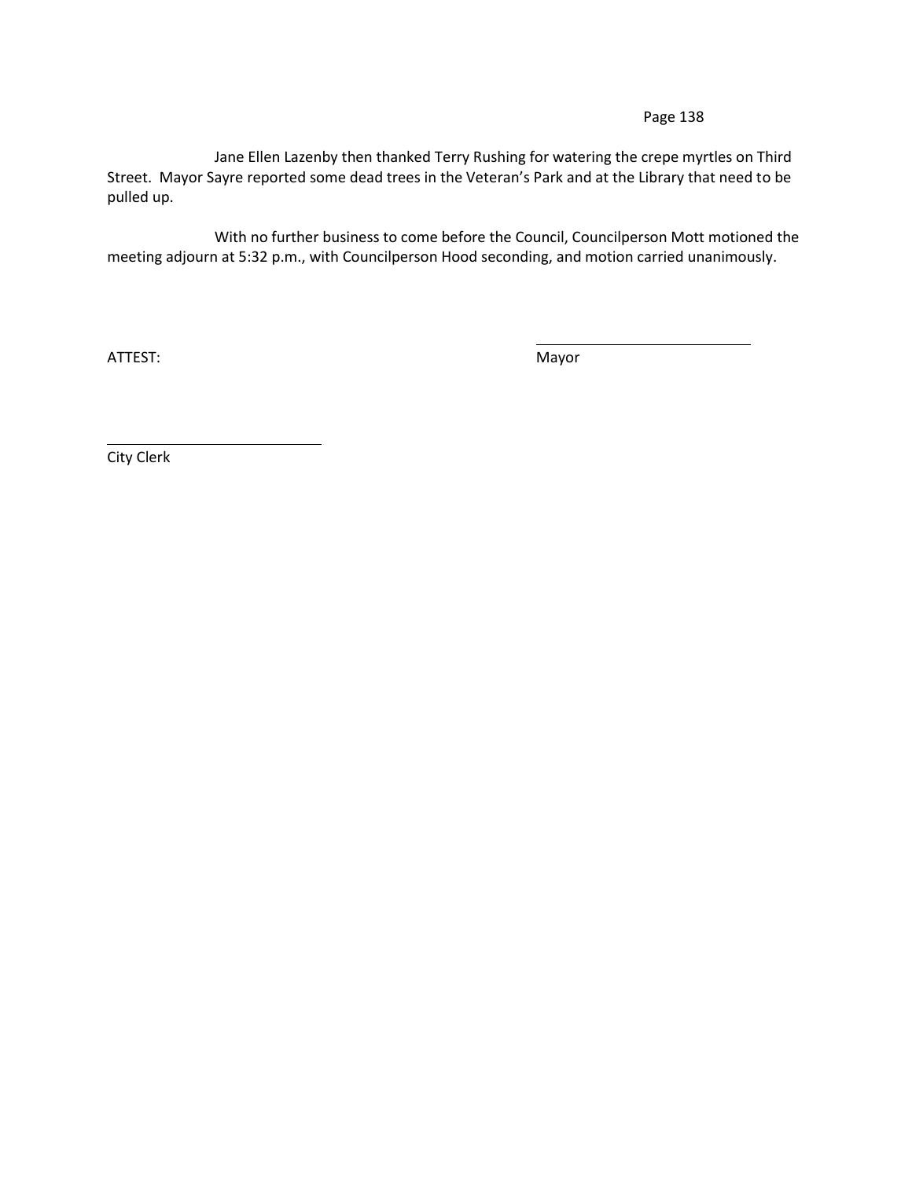Jane Ellen Lazenby then thanked Terry Rushing for watering the crepe myrtles on Third Street. Mayor Sayre reported some dead trees in the Veteran's Park and at the Library that need to be pulled up.

With no further business to come before the Council, Councilperson Mott motioned the meeting adjourn at 5:32 p.m., with Councilperson Hood seconding, and motion carried unanimously.

ATTEST:

\_\_\_\_\_\_\_\_\_\_\_\_\_\_\_\_\_\_\_\_\_\_\_\_\_\_\_\_
Mayor

\_\_\_\_\_\_\_\_\_\_\_\_\_\_\_\_\_\_\_\_\_\_\_\_\_\_\_\_
City Clerk